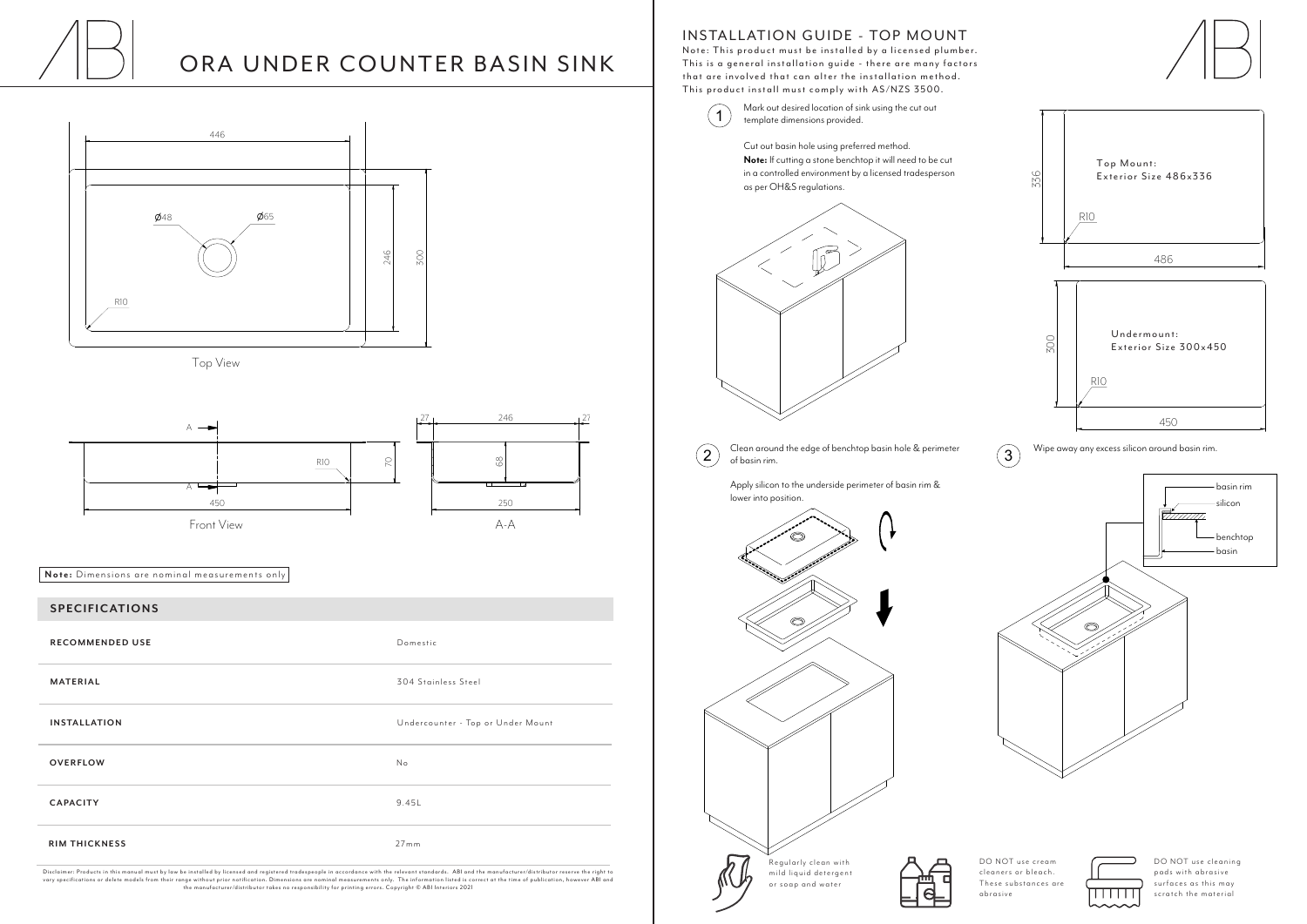# ORA UNDER COUNTER BASIN SINK

446

Ø48

Ø65

246

300

R10

Top View

A

A

R10

70

450

Front View

27

246

27

68

250

A-A

**Note:** Dimensions are nominal measurements only

## SPECIFICATIONS

| | |
|---|---|
| **RECOMMENDED USE** | Domestic |
| **MATERIAL** | 304 Stainless Steel |
| **INSTALLATION** | Undercounter - Top or Under Mount |
| **OVERFLOW** | No |
| **CAPACITY** | 9.45L |
| **RIM THICKNESS** | 27mm |

Disclaimer: Products in this manual must by law be installed by licensed and registered tradespeople in accordance with the relevant standards. ABI and the manufacturer/distributor reserve the right to vary specifications or delete models from their range without prior notification. Dimensions are nominal measurements only. The information listed is correct at the time of publication, however ABI and the manufacturer/distributor takes no responsibility for printing errors. Copyright © ABI Interiors 2021

## INSTALLATION GUIDE - TOP MOUNT

Note: This product must be installed by a licensed plumber. This is a general installation guide - there are many factors that are involved that can alter the installation method. This product install must comply with AS/NZS 3500.

1. Mark out desired location of sink using the cut out template dimensions provided.

   Cut out basin hole using preferred method.
   **Note:** If cutting a stone benchtop it will need to be cut in a controlled environment by a licensed tradesperson as per OH&S regulations.

336

Top Mount:
Exterior Size 486x336

R10

486

300

Undermount:
Exterior Size 300x450

R10

450

2. Clean around the edge of benchtop basin hole & perimeter of basin rim.

   Apply silicon to the underside perimeter of basin rim & lower into position.

3. Wipe away any excess silicon around basin rim.

basin rim

silicon

benchtop

basin

Regularly clean with mild liquid detergent or soap and water

DO NOT use cream cleaners or bleach. These substances are abrasive

DO NOT use cleaning pads with abrasive surfaces as this may scratch the material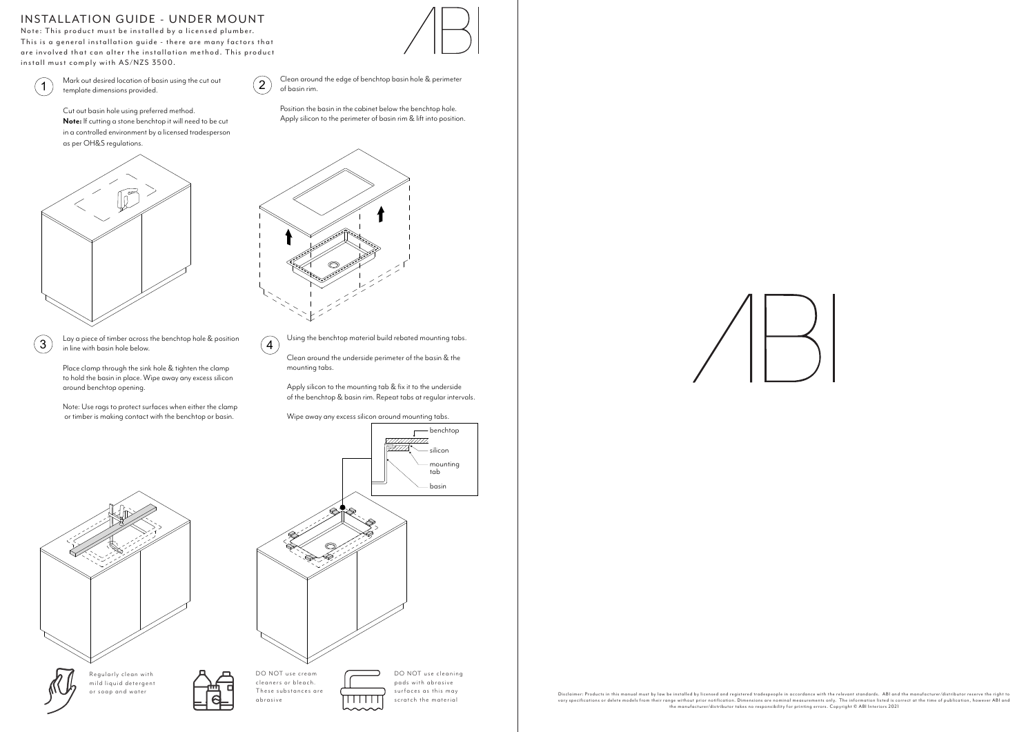# INSTALLATION GUIDE - UNDER MOUNT

Note: This product must be installed by a licensed plumber. This is a general installation guide - there are many factors that are involved that can alter the installation method. This product install must comply with AS/NZS 3500.

1. Mark out desired location of basin using the cut out template dimensions provided.

   Cut out basin hole using preferred method.
   **Note:** If cutting a stone benchtop it will need to be cut in a controlled environment by a licensed tradesperson as per OH&S regulations.

2. Clean around the edge of benchtop basin hole & perimeter of basin rim.

   Position the basin in the cabinet below the benchtop hole. Apply silicon to the perimeter of basin rim & lift into position.

3. Lay a piece of timber across the benchtop hole & position in line with basin hole below.

   Place clamp through the sink hole & tighten the clamp to hold the basin in place. Wipe away any excess silicon around benchtop opening.

   Note: Use rags to protect surfaces when either the clamp or timber is making contact with the benchtop or basin.

4. Using the benchtop material build rebated mounting tabs.

   Clean around the underside perimeter of the basin & the mounting tabs.

   Apply silicon to the mounting tab & fix it to the underside of the benchtop & basin rim. Repeat tabs at regular intervals.

   Wipe away any excess silicon around mounting tabs.

benchtop
silicon
mounting tab
basin

Regularly clean with mild liquid detergent or soap and water

DO NOT use cream cleaners or bleach. These substances are abrasive

DO NOT use cleaning pads with abrasive surfaces as this may scratch the material

Disclaimer: Products in this manual must by law be installed by licensed and registered tradespeople in accordance with the relevant standards. ABI and the manufacturer/distributor reserve the right to vary specifications or delete models from their range without prior notification. Dimensions are nominal measurements only. The information listed is correct at the time of publication, however ABI and the manufacturer/distributor takes no responsibility for printing errors. Copyright © ABI Interiors 2021